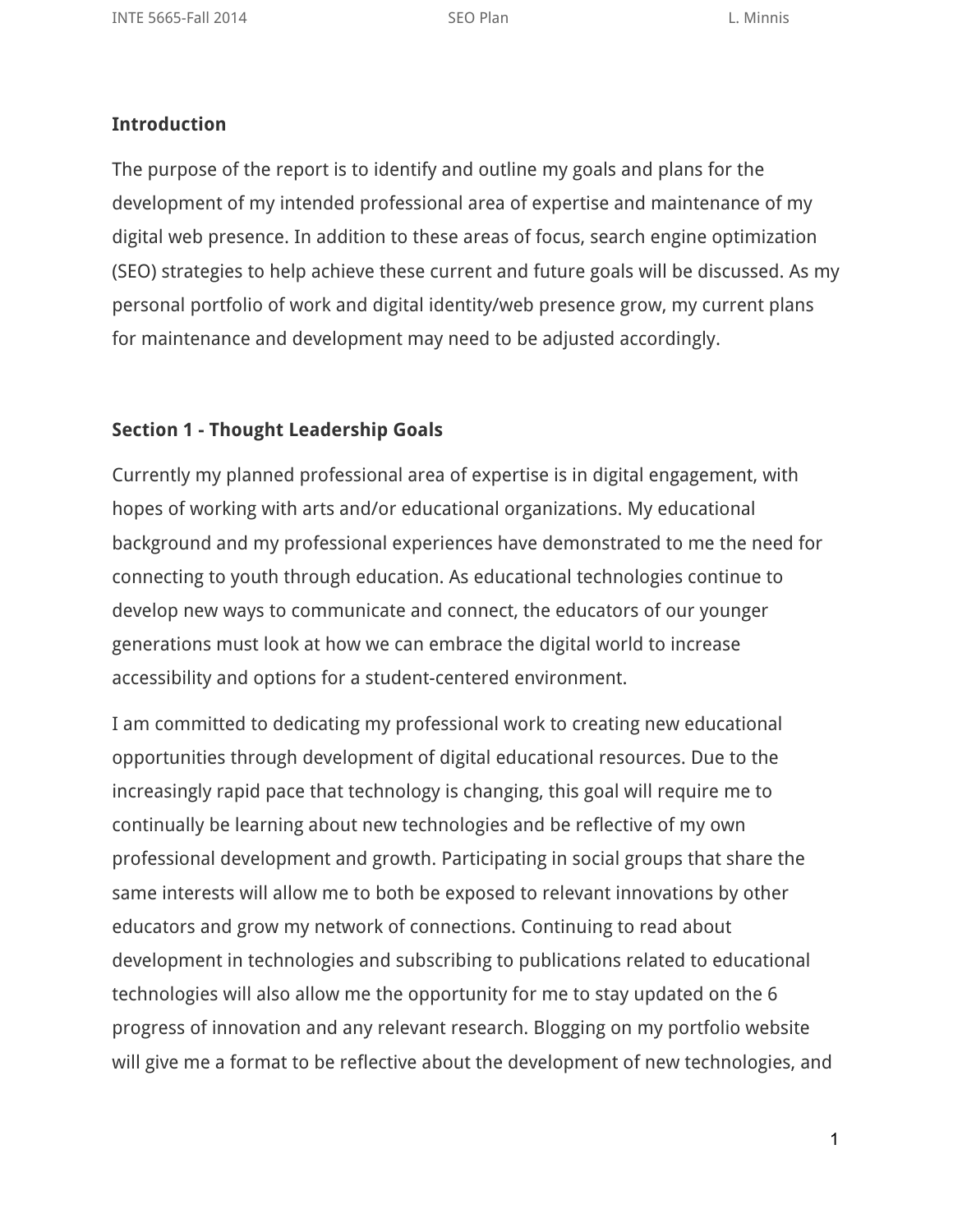**Introduction**

The purpose of the report is to identify and outline my goals and plans for the development of my intended professional area of expertise and maintenance of my digital web presence. In addition to these areas of focus, search engine optimization (SEO) strategies to help achieve these current and future goals will be discussed. As my personal portfolio of work and digital identity/web presence grow, my current plans for maintenance and development may need to be adjusted accordingly.

**Section 1 - Thought Leadership Goals**

Currently my planned professional area of expertise is in digital engagement, with hopes of working with arts and/or educational organizations. My educational background and my professional experiences have demonstrated to me the need for connecting to youth through education. As educational technologies continue to develop new ways to communicate and connect, the educators of our younger generations must look at how we can embrace the digital world to increase accessibility and options for a student-centered environment.

I am committed to dedicating my professional work to creating new educational opportunities through development of digital educational resources. Due to the increasingly rapid pace that technology is changing, this goal will require me to continually be learning about new technologies and be reflective of my own professional development and growth. Participating in social groups that share the same interests will allow me to both be exposed to relevant innovations by other educators and grow my network of connections. Continuing to read about development in technologies and subscribing to publications related to educational technologies will also allow me the opportunity for me to stay updated on the 6 progress of innovation and any relevant research. Blogging on my portfolio website will give me a format to be reflective about the development of new technologies, and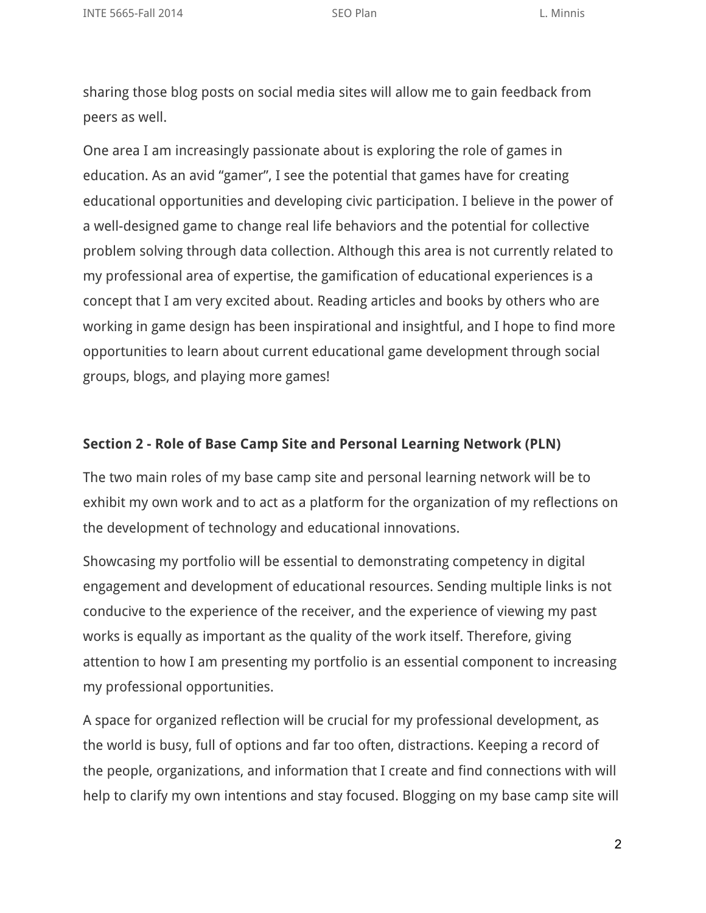sharing those blog posts on social media sites will allow me to gain feedback from peers as well.

One area I am increasingly passionate about is exploring the role of games in education. As an avid “gamer”, I see the potential that games have for creating educational opportunities and developing civic participation. I believe in the power of a well-designed game to change real life behaviors and the potential for collective problem solving through data collection. Although this area is not currently related to my professional area of expertise, the gamification of educational experiences is a concept that I am very excited about. Reading articles and books by others who are working in game design has been inspirational and insightful, and I hope to find more opportunities to learn about current educational game development through social groups, blogs, and playing more games!

**Section 2 - Role of Base Camp Site and Personal Learning Network (PLN)**

The two main roles of my base camp site and personal learning network will be to exhibit my own work and to act as a platform for the organization of my reflections on the development of technology and educational innovations.

Showcasing my portfolio will be essential to demonstrating competency in digital engagement and development of educational resources. Sending multiple links is not conducive to the experience of the receiver, and the experience of viewing my past works is equally as important as the quality of the work itself. Therefore, giving attention to how I am presenting my portfolio is an essential component to increasing my professional opportunities.

A space for organized reflection will be crucial for my professional development, as the world is busy, full of options and far too often, distractions. Keeping a record of the people, organizations, and information that I create and find connections with will help to clarify my own intentions and stay focused. Blogging on my base camp site will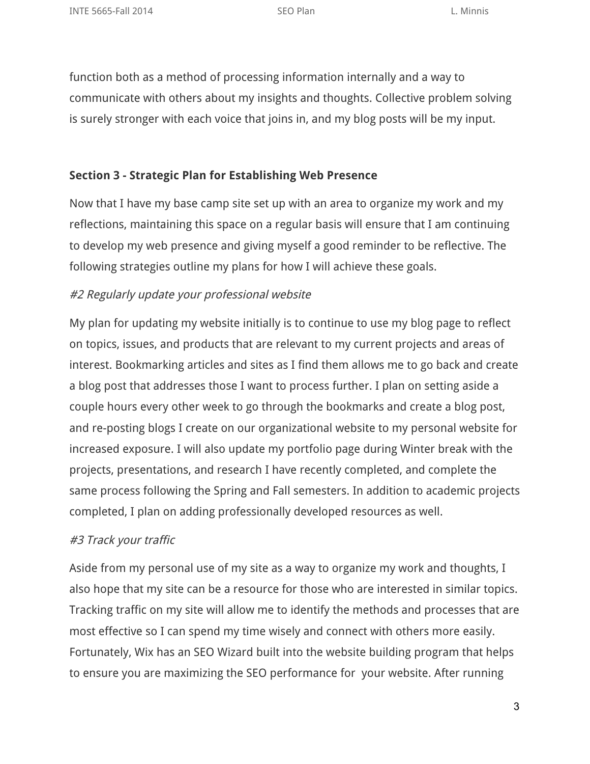function both as a method of processing information internally and a way to communicate with others about my insights and thoughts. Collective problem solving is surely stronger with each voice that joins in, and my blog posts will be my input.

### Section 3 - Strategic Plan for Establishing Web Presence

Now that I have my base camp site set up with an area to organize my work and my reflections, maintaining this space on a regular basis will ensure that I am continuing to develop my web presence and giving myself a good reminder to be reflective. The following strategies outline my plans for how I will achieve these goals.

*#2 Regularly update your professional website*

My plan for updating my website initially is to continue to use my blog page to reflect on topics, issues, and products that are relevant to my current projects and areas of interest. Bookmarking articles and sites as I find them allows me to go back and create a blog post that addresses those I want to process further. I plan on setting aside a couple hours every other week to go through the bookmarks and create a blog post, and re-posting blogs I create on our organizational website to my personal website for increased exposure. I will also update my portfolio page during Winter break with the projects, presentations, and research I have recently completed, and complete the same process following the Spring and Fall semesters. In addition to academic projects completed, I plan on adding professionally developed resources as well.

*#3 Track your traffic*

Aside from my personal use of my site as a way to organize my work and thoughts, I also hope that my site can be a resource for those who are interested in similar topics. Tracking traffic on my site will allow me to identify the methods and processes that are most effective so I can spend my time wisely and connect with others more easily. Fortunately, Wix has an SEO Wizard built into the website building program that helps to ensure you are maximizing the SEO performance for your website. After running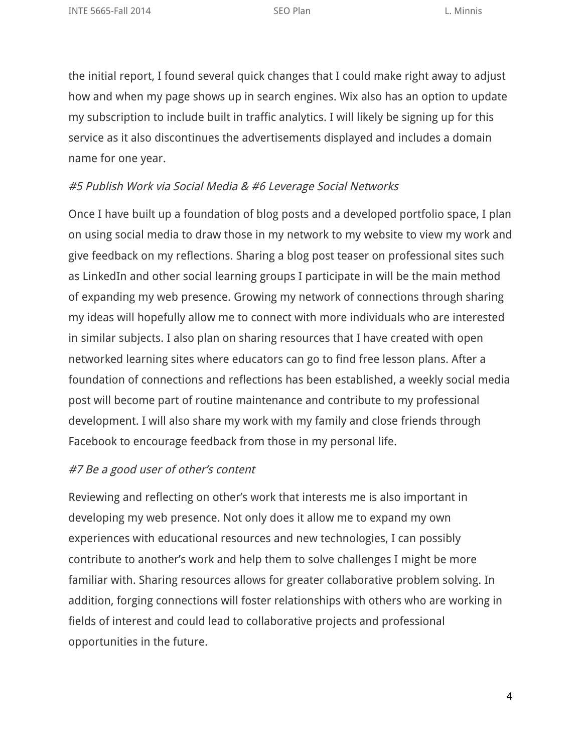the initial report, I found several quick changes that I could make right away to adjust how and when my page shows up in search engines. Wix also has an option to update my subscription to include built in traffic analytics. I will likely be signing up for this service as it also discontinues the advertisements displayed and includes a domain name for one year.

*#5 Publish Work via Social Media & #6 Leverage Social Networks*

Once I have built up a foundation of blog posts and a developed portfolio space, I plan on using social media to draw those in my network to my website to view my work and give feedback on my reflections. Sharing a blog post teaser on professional sites such as LinkedIn and other social learning groups I participate in will be the main method of expanding my web presence. Growing my network of connections through sharing my ideas will hopefully allow me to connect with more individuals who are interested in similar subjects. I also plan on sharing resources that I have created with open networked learning sites where educators can go to find free lesson plans. After a foundation of connections and reflections has been established, a weekly social media post will become part of routine maintenance and contribute to my professional development. I will also share my work with my family and close friends through Facebook to encourage feedback from those in my personal life.

*#7 Be a good user of other's content*

Reviewing and reflecting on other's work that interests me is also important in developing my web presence. Not only does it allow me to expand my own experiences with educational resources and new technologies, I can possibly contribute to another's work and help them to solve challenges I might be more familiar with. Sharing resources allows for greater collaborative problem solving. In addition, forging connections will foster relationships with others who are working in fields of interest and could lead to collaborative projects and professional opportunities in the future.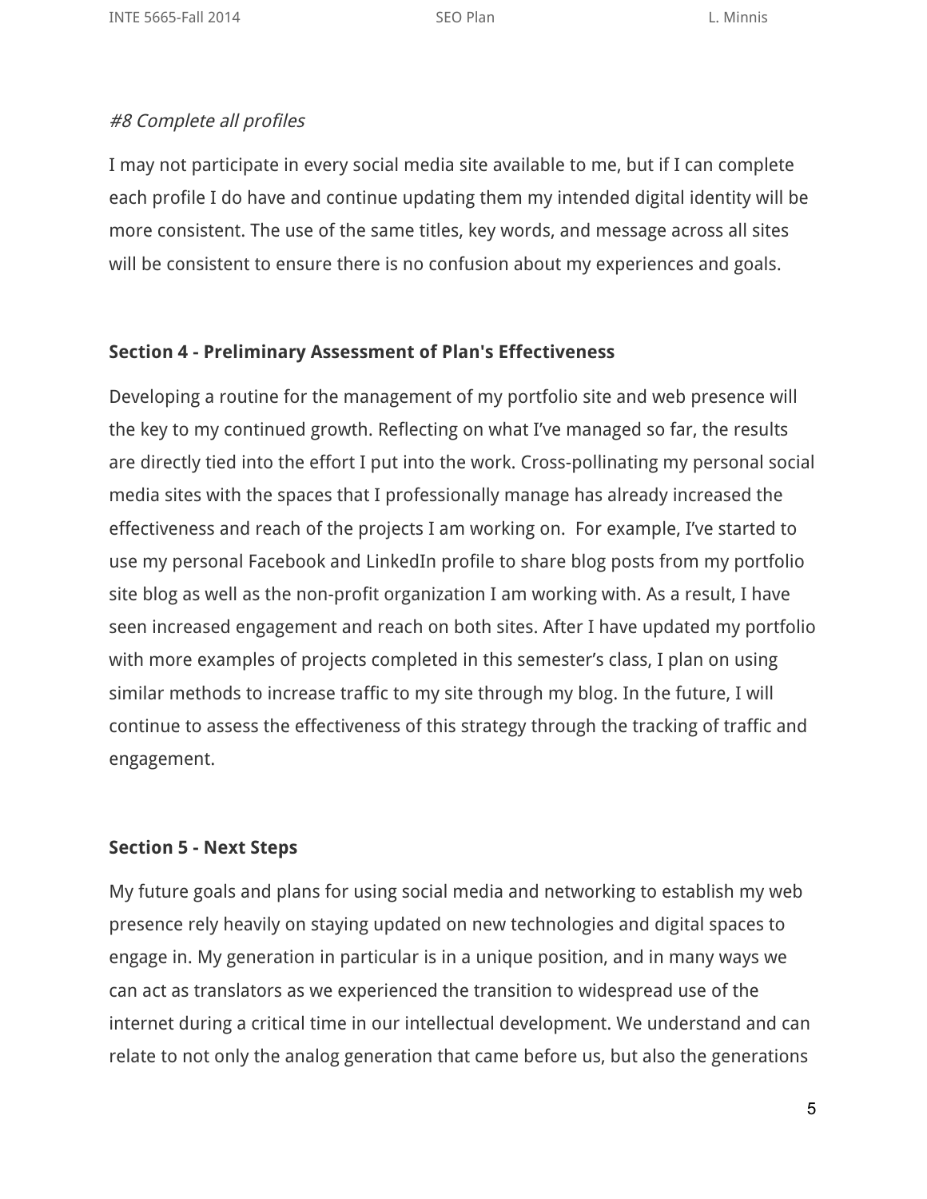*#8 Complete all profiles*

I may not participate in every social media site available to me, but if I can complete each profile I do have and continue updating them my intended digital identity will be more consistent. The use of the same titles, key words, and message across all sites will be consistent to ensure there is no confusion about my experiences and goals.

**Section 4 - Preliminary Assessment of Plan's Effectiveness**

Developing a routine for the management of my portfolio site and web presence will the key to my continued growth. Reflecting on what I've managed so far, the results are directly tied into the effort I put into the work. Cross-pollinating my personal social media sites with the spaces that I professionally manage has already increased the effectiveness and reach of the projects I am working on. For example, I've started to use my personal Facebook and LinkedIn profile to share blog posts from my portfolio site blog as well as the non-profit organization I am working with. As a result, I have seen increased engagement and reach on both sites. After I have updated my portfolio with more examples of projects completed in this semester's class, I plan on using similar methods to increase traffic to my site through my blog. In the future, I will continue to assess the effectiveness of this strategy through the tracking of traffic and engagement.

**Section 5 - Next Steps**

My future goals and plans for using social media and networking to establish my web presence rely heavily on staying updated on new technologies and digital spaces to engage in. My generation in particular is in a unique position, and in many ways we can act as translators as we experienced the transition to widespread use of the internet during a critical time in our intellectual development. We understand and can relate to not only the analog generation that came before us, but also the generations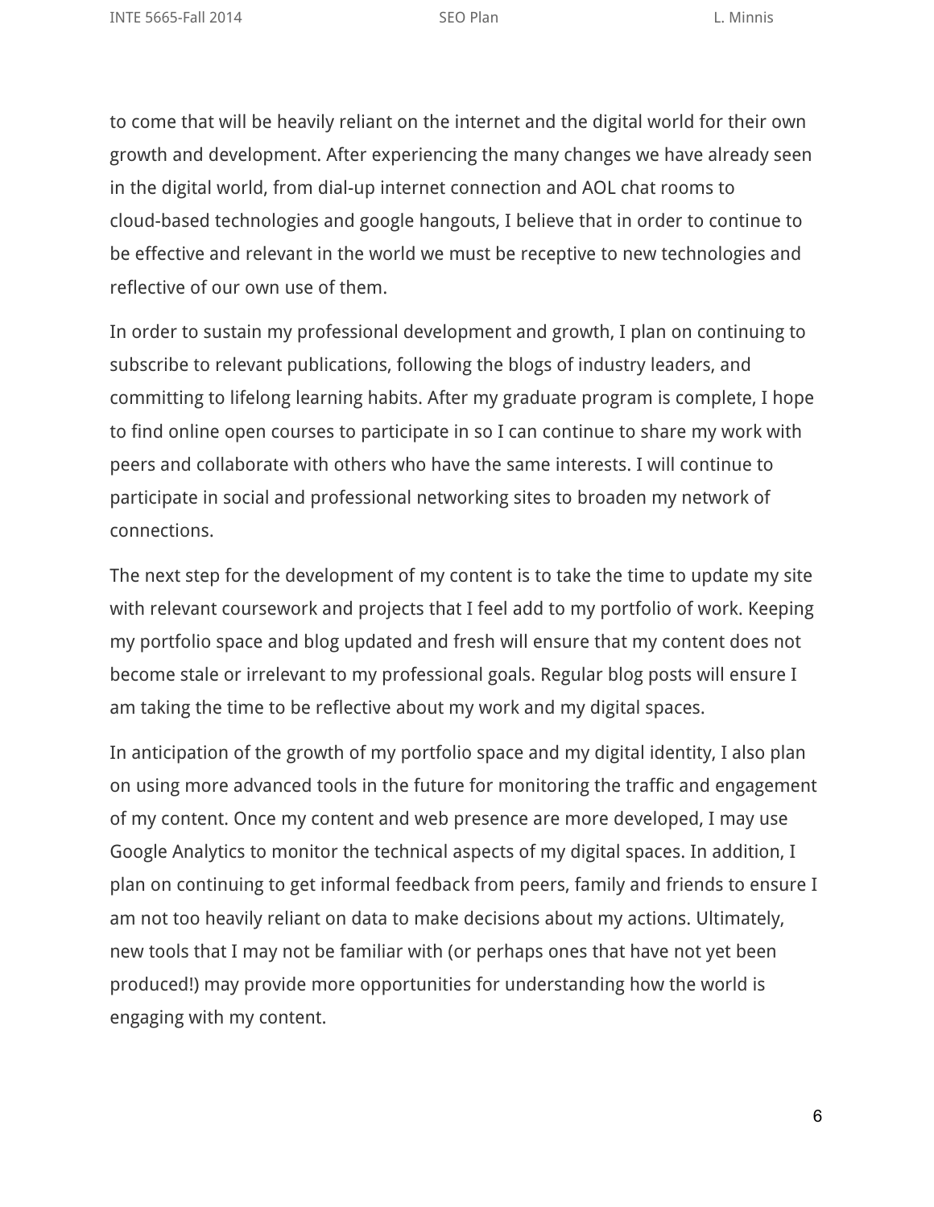to come that will be heavily reliant on the internet and the digital world for their own growth and development. After experiencing the many changes we have already seen in the digital world, from dial-up internet connection and AOL chat rooms to cloud-based technologies and google hangouts, I believe that in order to continue to be effective and relevant in the world we must be receptive to new technologies and reflective of our own use of them.

In order to sustain my professional development and growth, I plan on continuing to subscribe to relevant publications, following the blogs of industry leaders, and committing to lifelong learning habits. After my graduate program is complete, I hope to find online open courses to participate in so I can continue to share my work with peers and collaborate with others who have the same interests. I will continue to participate in social and professional networking sites to broaden my network of connections.

The next step for the development of my content is to take the time to update my site with relevant coursework and projects that I feel add to my portfolio of work. Keeping my portfolio space and blog updated and fresh will ensure that my content does not become stale or irrelevant to my professional goals. Regular blog posts will ensure I am taking the time to be reflective about my work and my digital spaces.

In anticipation of the growth of my portfolio space and my digital identity, I also plan on using more advanced tools in the future for monitoring the traffic and engagement of my content. Once my content and web presence are more developed, I may use Google Analytics to monitor the technical aspects of my digital spaces. In addition, I plan on continuing to get informal feedback from peers, family and friends to ensure I am not too heavily reliant on data to make decisions about my actions. Ultimately, new tools that I may not be familiar with (or perhaps ones that have not yet been produced!) may provide more opportunities for understanding how the world is engaging with my content.